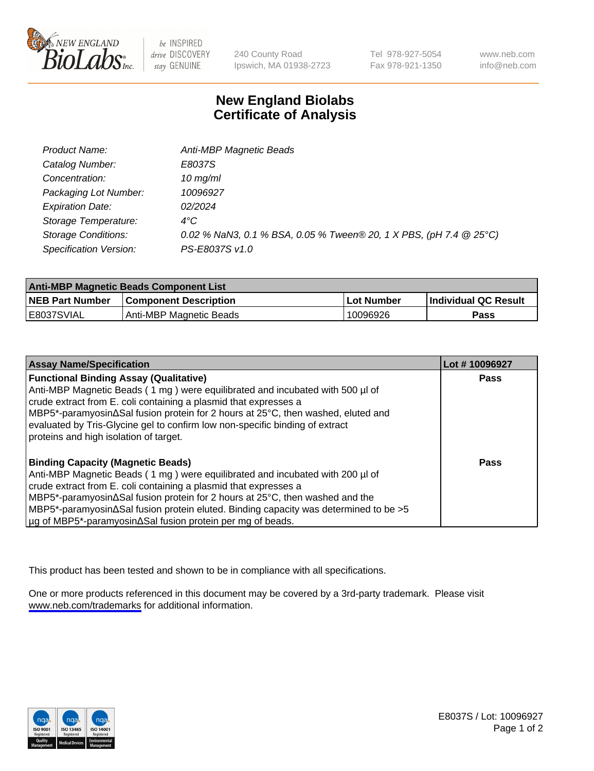240 County Road
Ipswich, MA 01938-2723

Tel 978-927-5054
Fax 978-921-1350

www.neb.com
info@neb.com

# New England Biolabs
# Certificate of Analysis

| | |
|---|---|
| *Product Name:* | *Anti-MBP Magnetic Beads* |
| *Catalog Number:* | *E8037S* |
| *Concentration:* | *10 mg/ml* |
| *Packaging Lot Number:* | *10096927* |
| *Expiration Date:* | *02/2024* |
| *Storage Temperature:* | *4°C* |
| *Storage Conditions:* | *0.02 % NaN3, 0.1 % BSA, 0.05 % Tween® 20, 1 X PBS, (pH 7.4 @ 25°C)* |
| *Specification Version:* | *PS-E8037S v1.0* |

| **Anti-MBP Magnetic Beads Component List** | | | |
|---|---|---|---|
| **NEB Part Number** | **Component Description** | **Lot Number** | **Individual QC Result** |
| E8037SVIAL | Anti-MBP Magnetic Beads | 10096926 | **Pass** |

| **Assay Name/Specification** | **Lot # 10096927** |
|---|---|
| **Functional Binding Assay (Qualitative)**<br>Anti-MBP Magnetic Beads ( 1 mg ) were equilibrated and incubated with 500 µl of crude extract from E. coli containing a plasmid that expresses a MBP5*-paramyosinΔSal fusion protein for 2 hours at 25°C, then washed, eluted and evaluated by Tris-Glycine gel to confirm low non-specific binding of extract proteins and high isolation of target. | **Pass** |
| **Binding Capacity (Magnetic Beads)**<br>Anti-MBP Magnetic Beads ( 1 mg ) were equilibrated and incubated with 200 µl of crude extract from E. coli containing a plasmid that expresses a MBP5*-paramyosinΔSal fusion protein for 2 hours at 25°C, then washed and the MBP5*-paramyosinΔSal fusion protein eluted. Binding capacity was determined to be >5 µg of MBP5*-paramyosinΔSal fusion protein per mg of beads. | **Pass** |

This product has been tested and shown to be in compliance with all specifications.

One or more products referenced in this document may be covered by a 3rd-party trademark. Please visit www.neb.com/trademarks for additional information.

E8037S / Lot: 10096927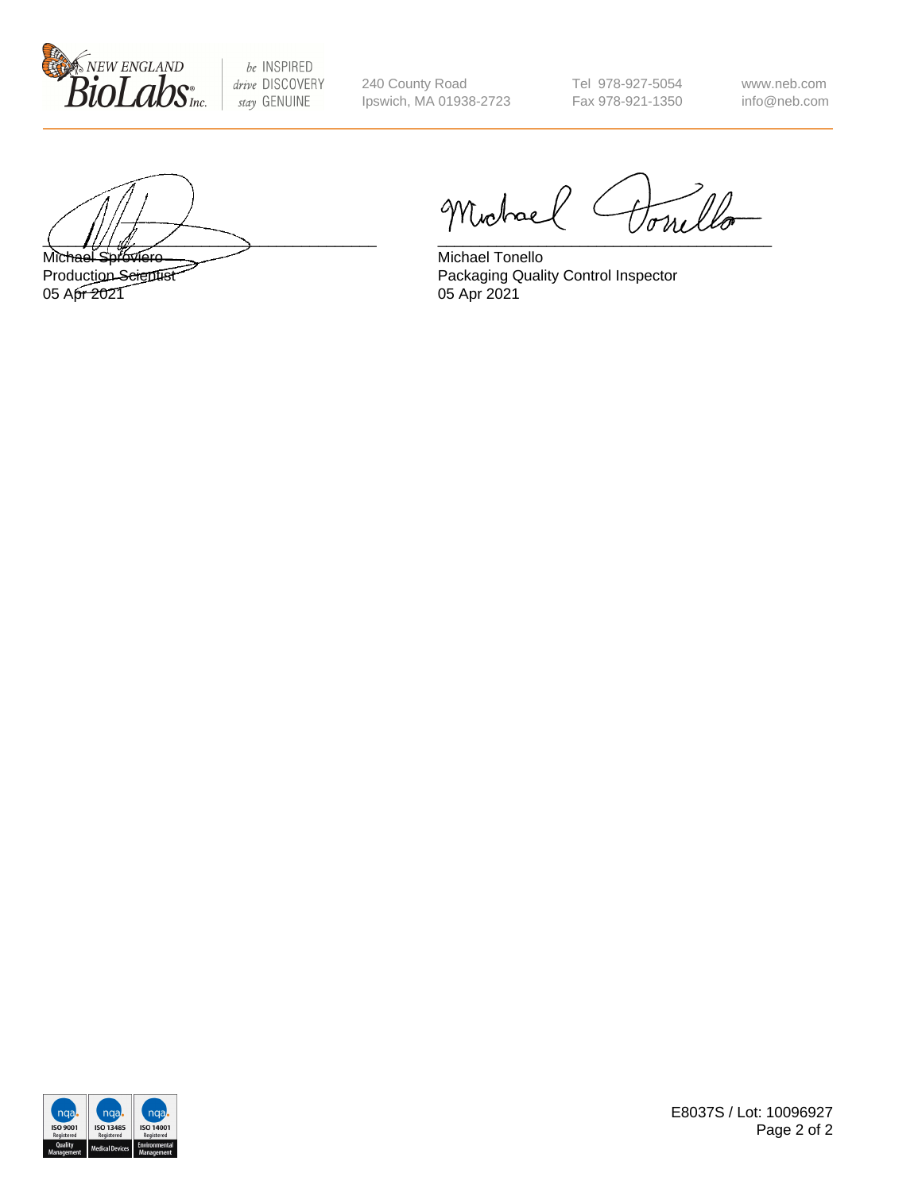Michael Sproviero
Production Scientist
05 Apr 2021

Michael Tonello
Packaging Quality Control Inspector
05 Apr 2021

E8037S / Lot: 10096927